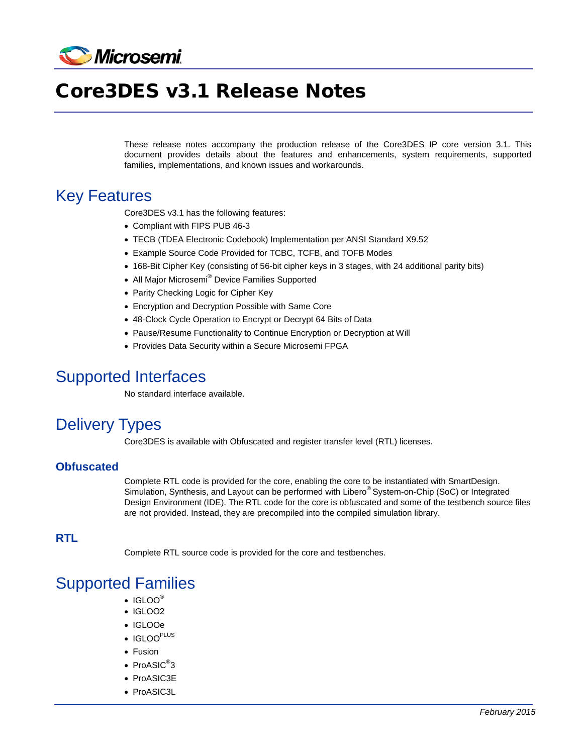# Core3DES v3.1 Release Notes

These release notes accompany the production release of the Core3DES IP core version 3.1. This document provides details about the features and enhancements, system requirements, supported families, implementations, and known issues and workarounds.

## Key Features

Core3DES v3.1 has the following features:

- Compliant with FIPS PUB 46-3
- TECB (TDEA Electronic Codebook) Implementation per ANSI Standard X9.52
- Example Source Code Provided for TCBC, TCFB, and TOFB Modes
- 168-Bit Cipher Key (consisting of 56-bit cipher keys in 3 stages, with 24 additional parity bits)
- All Major Microsemi® Device Families Supported
- Parity Checking Logic for Cipher Key
- Encryption and Decryption Possible with Same Core
- 48-Clock Cycle Operation to Encrypt or Decrypt 64 Bits of Data
- Pause/Resume Functionality to Continue Encryption or Decryption at Will
- Provides Data Security within a Secure Microsemi FPGA

## Supported Interfaces

No standard interface available.

## Delivery Types

Core3DES is available with Obfuscated and register transfer level (RTL) licenses.

### Obfuscated

Complete RTL code is provided for the core, enabling the core to be instantiated with SmartDesign. Simulation, Synthesis, and Layout can be performed with Libero® System-on-Chip (SoC) or Integrated Design Environment (IDE). The RTL code for the core is obfuscated and some of the testbench source files are not provided. Instead, they are precompiled into the compiled simulation library.

### RTL

Complete RTL source code is provided for the core and testbenches.

## Supported Families

- IGLOO®
- IGLOO2
- IGLOOe
- IGLOO PLUS
- Fusion
- ProASIC®3
- ProASIC3E
- ProASIC3L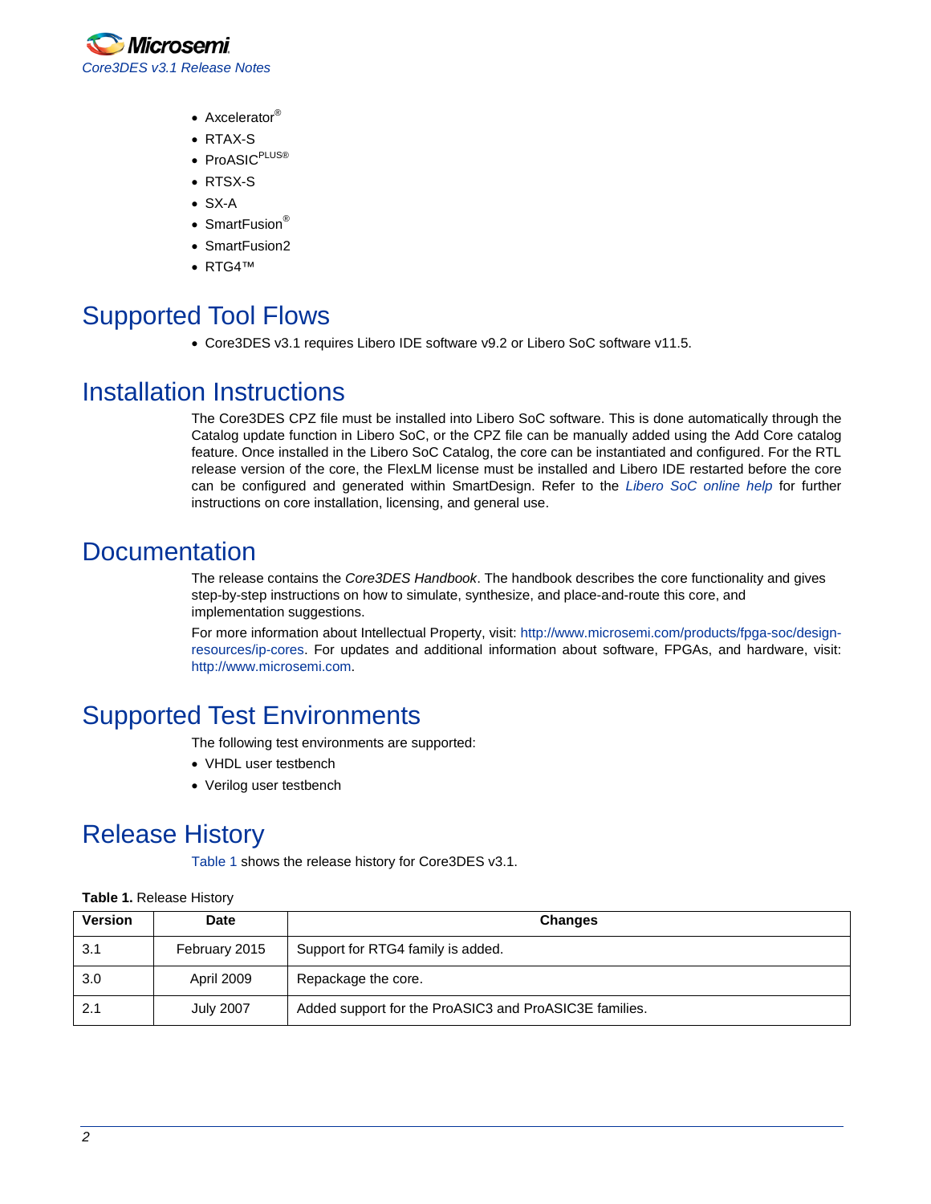- Axcelerator®
- RTAX-S
- ProASIC PLUS®
- RTSX-S
- SX-A
- SmartFusion®
- SmartFusion2
- RTG4™

# Supported Tool Flows

- Core3DES v3.1 requires Libero IDE software v9.2 or Libero SoC software v11.5.

# Installation Instructions

The Core3DES CPZ file must be installed into Libero SoC software. This is done automatically through the Catalog update function in Libero SoC, or the CPZ file can be manually added using the Add Core catalog feature. Once installed in the Libero SoC Catalog, the core can be instantiated and configured. For the RTL release version of the core, the FlexLM license must be installed and Libero IDE restarted before the core can be configured and generated within SmartDesign. Refer to the *Libero SoC online help* for further instructions on core installation, licensing, and general use.

# Documentation

The release contains the *Core3DES Handbook*. The handbook describes the core functionality and gives step-by-step instructions on how to simulate, synthesize, and place-and-route this core, and implementation suggestions.

For more information about Intellectual Property, visit: http://www.microsemi.com/products/fpga-soc/design-resources/ip-cores. For updates and additional information about software, FPGAs, and hardware, visit: http://www.microsemi.com.

# Supported Test Environments

The following test environments are supported:

- VHDL user testbench
- Verilog user testbench

# Release History

Table 1 shows the release history for Core3DES v3.1.

**Table 1.** Release History

| Version | Date | Changes |
|---|---|---|
| 3.1 | February 2015 | Support for RTG4 family is added. |
| 3.0 | April 2009 | Repackage the core. |
| 2.1 | July 2007 | Added support for the ProASIC3 and ProASIC3E families. |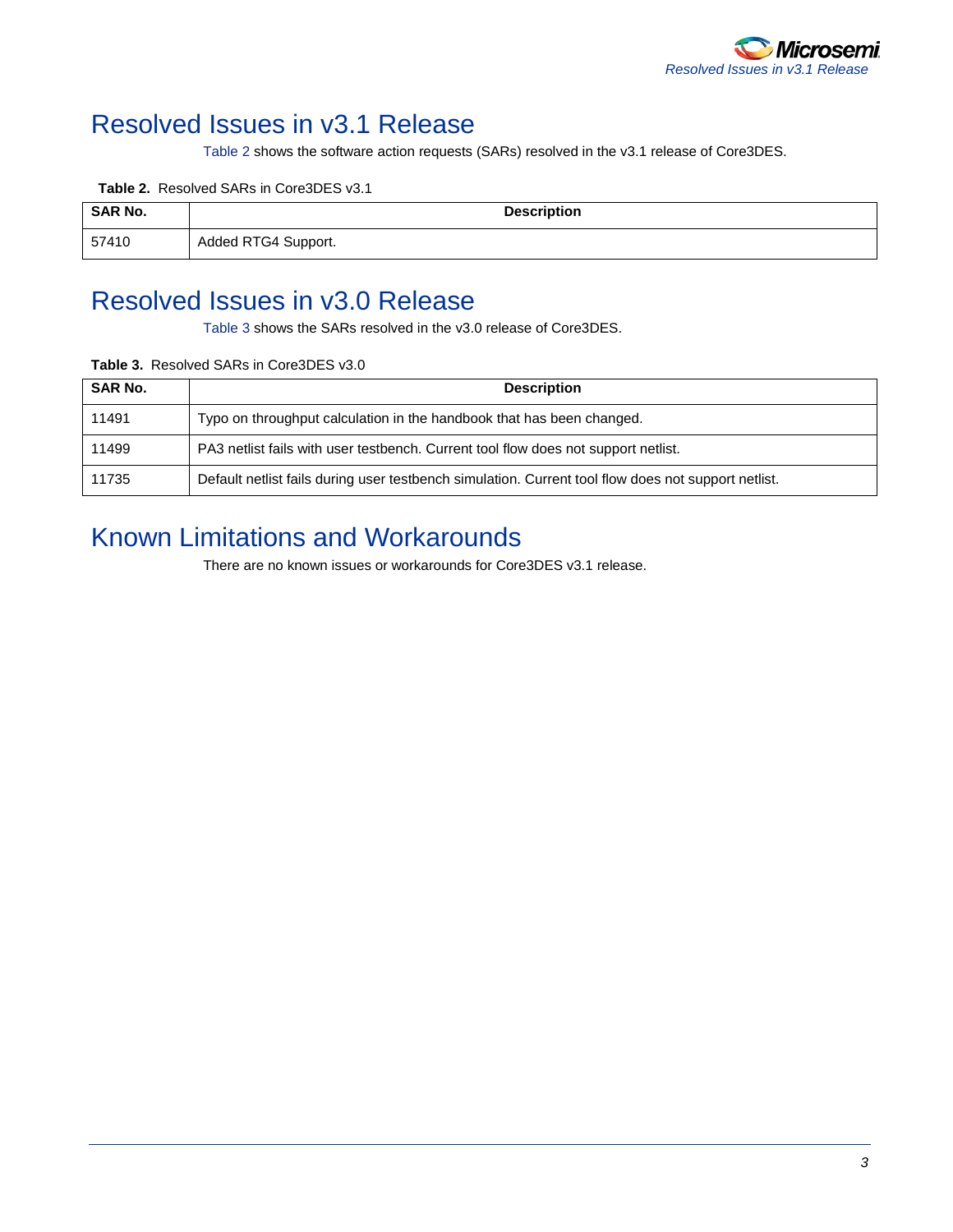# Resolved Issues in v3.1 Release

Table 2 shows the software action requests (SARs) resolved in the v3.1 release of Core3DES.

**Table 2.** Resolved SARs in Core3DES v3.1

| SAR No. | Description |
|---|---|
| 57410 | Added RTG4 Support. |

# Resolved Issues in v3.0 Release

Table 3 shows the SARs resolved in the v3.0 release of Core3DES.

**Table 3.** Resolved SARs in Core3DES v3.0

| SAR No. | Description |
|---|---|
| 11491 | Typo on throughput calculation in the handbook that has been changed. |
| 11499 | PA3 netlist fails with user testbench. Current tool flow does not support netlist. |
| 11735 | Default netlist fails during user testbench simulation. Current tool flow does not support netlist. |

# Known Limitations and Workarounds

There are no known issues or workarounds for Core3DES v3.1 release.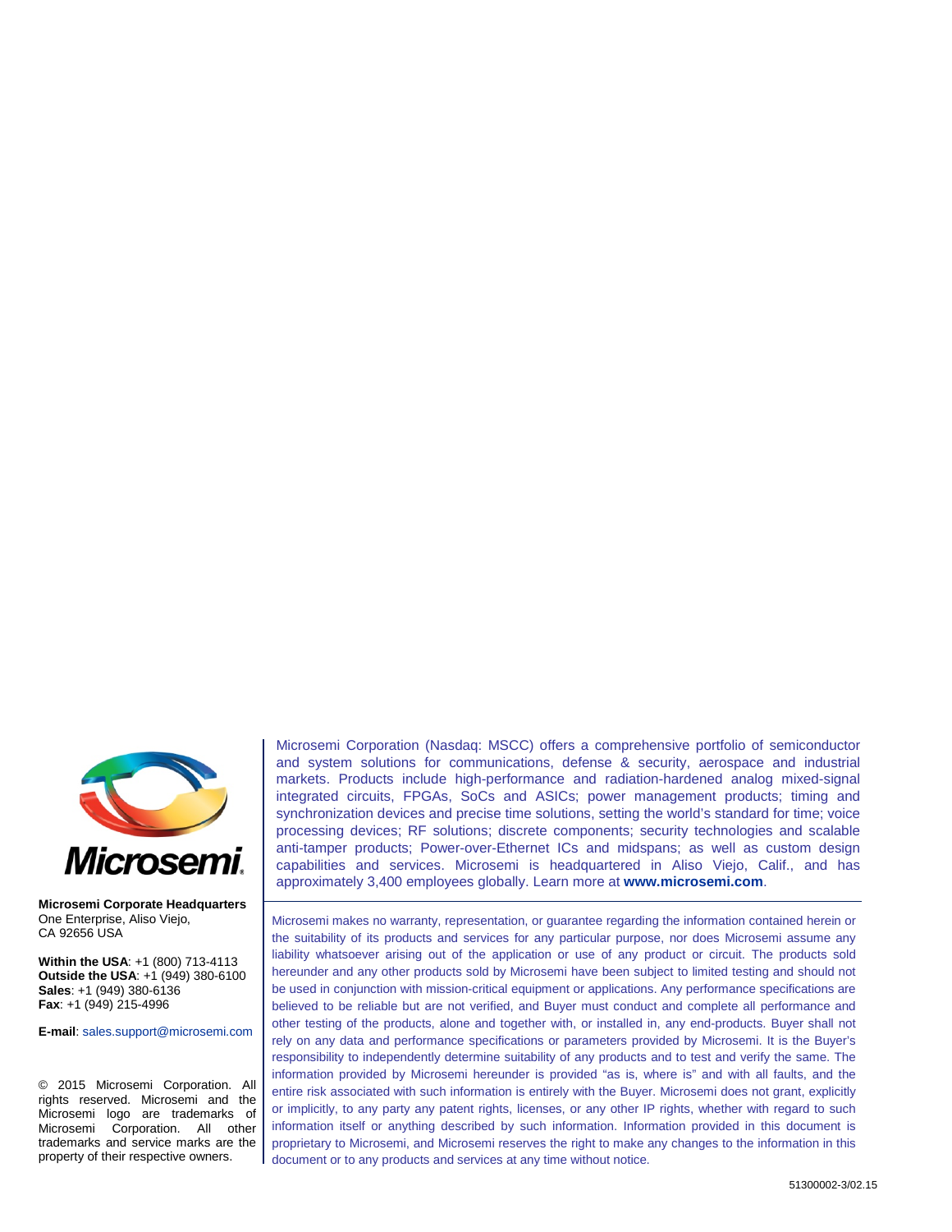**Microsemi Corporate Headquarters**
One Enterprise, Aliso Viejo,
CA 92656 USA

**Within the USA**: +1 (800) 713-4113
**Outside the USA**: +1 (949) 380-6100
**Sales**: +1 (949) 380-6136
**Fax**: +1 (949) 215-4996

**E-mail**: sales.support@microsemi.com

© 2015 Microsemi Corporation. All rights reserved. Microsemi and the Microsemi logo are trademarks of Microsemi Corporation. All other trademarks and service marks are the property of their respective owners.

Microsemi Corporation (Nasdaq: MSCC) offers a comprehensive portfolio of semiconductor and system solutions for communications, defense & security, aerospace and industrial markets. Products include high-performance and radiation-hardened analog mixed-signal integrated circuits, FPGAs, SoCs and ASICs; power management products; timing and synchronization devices and precise time solutions, setting the world's standard for time; voice processing devices; RF solutions; discrete components; security technologies and scalable anti-tamper products; Power-over-Ethernet ICs and midspans; as well as custom design capabilities and services. Microsemi is headquartered in Aliso Viejo, Calif., and has approximately 3,400 employees globally. Learn more at **www.microsemi.com**.

Microsemi makes no warranty, representation, or guarantee regarding the information contained herein or the suitability of its products and services for any particular purpose, nor does Microsemi assume any liability whatsoever arising out of the application or use of any product or circuit. The products sold hereunder and any other products sold by Microsemi have been subject to limited testing and should not be used in conjunction with mission-critical equipment or applications. Any performance specifications are believed to be reliable but are not verified, and Buyer must conduct and complete all performance and other testing of the products, alone and together with, or installed in, any end-products. Buyer shall not rely on any data and performance specifications or parameters provided by Microsemi. It is the Buyer's responsibility to independently determine suitability of any products and to test and verify the same. The information provided by Microsemi hereunder is provided "as is, where is" and with all faults, and the entire risk associated with such information is entirely with the Buyer. Microsemi does not grant, explicitly or implicitly, to any party any patent rights, licenses, or any other IP rights, whether with regard to such information itself or anything described by such information. Information provided in this document is proprietary to Microsemi, and Microsemi reserves the right to make any changes to the information in this document or to any products and services at any time without notice.

51300002-3/02.15